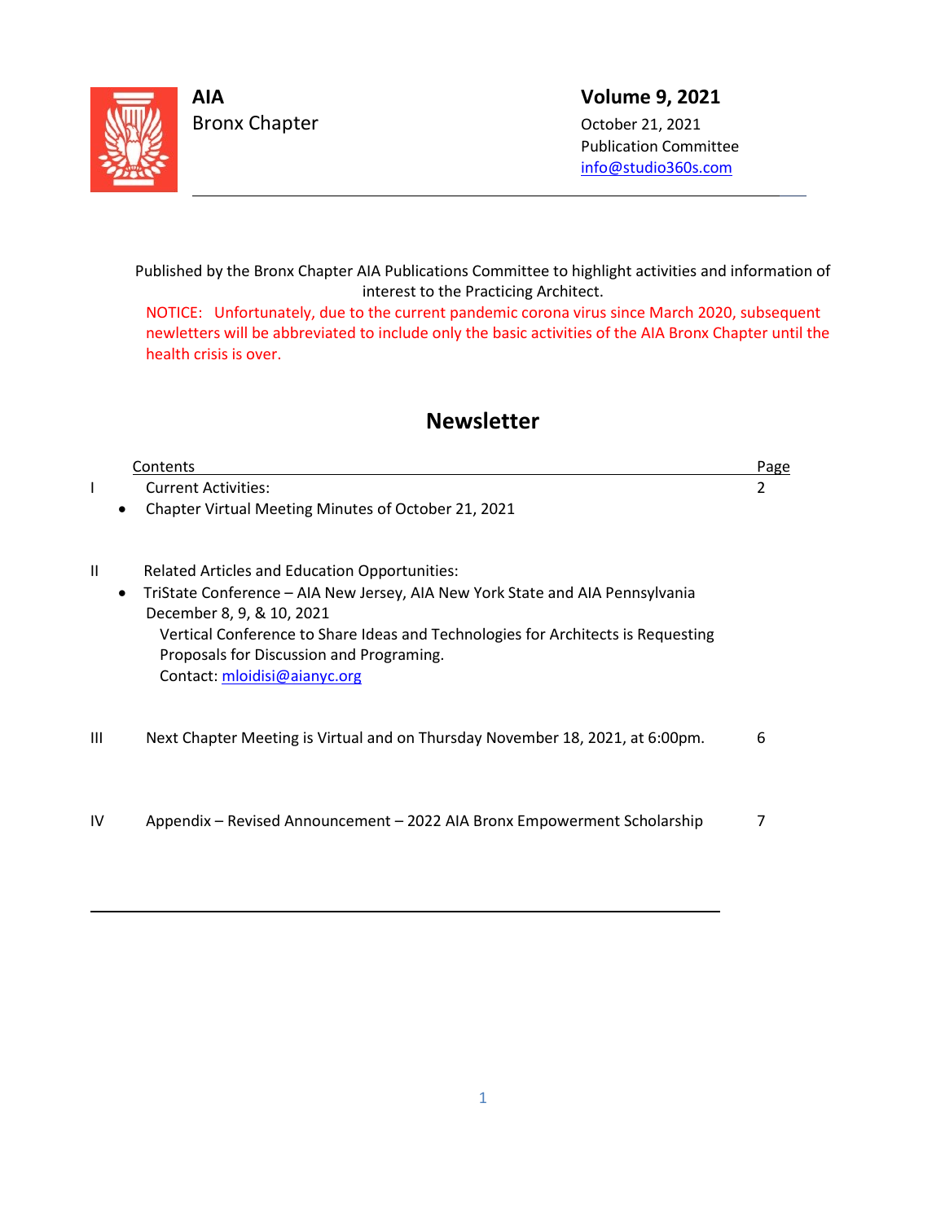**AIA**
Bronx Chapter

**Volume 9, 2021**
October 21, 2021
Publication Committee
info@studio360s.com

---

Published by the Bronx Chapter AIA Publications Committee to highlight activities and information of interest to the Practicing Architect.

NOTICE: Unfortunately, due to the current pandemic corona virus since March 2020, subsequent newletters will be abbreviated to include only the basic activities of the AIA Bronx Chapter until the health crisis is over.

# Newsletter

| | Contents | Page |
|---|---|---|
| I | Current Activities:<br>• Chapter Virtual Meeting Minutes of October 21, 2021 | 2 |
| II | Related Articles and Education Opportunities:<br>• TriState Conference – AIA New Jersey, AIA New York State and AIA Pennsylvania December 8, 9, & 10, 2021<br>Vertical Conference to Share Ideas and Technologies for Architects is Requesting Proposals for Discussion and Programing.<br>Contact: mloidisi@aianyc.org | |
| III | Next Chapter Meeting is Virtual and on Thursday November 18, 2021, at 6:00pm. | 6 |
| IV | Appendix – Revised Announcement – 2022 AIA Bronx Empowerment Scholarship | 7 |

---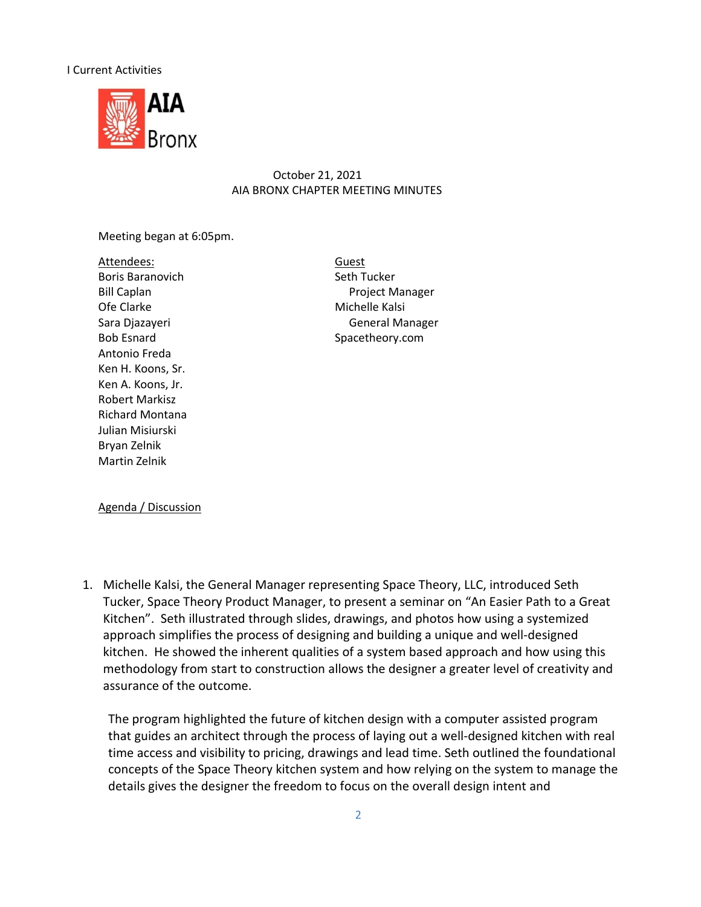I Current Activities

AIA Bronx

October 21, 2021
AIA BRONX CHAPTER MEETING MINUTES

Meeting began at 6:05pm.

Attendees:
Boris Baranovich
Bill Caplan
Ofe Clarke
Sara Djazayeri
Bob Esnard
Antonio Freda
Ken H. Koons, Sr.
Ken A. Koons, Jr.
Robert Markisz
Richard Montana
Julian Misiurski
Bryan Zelnik
Martin Zelnik

Guest
Seth Tucker
  Project Manager
Michelle Kalsi
  General Manager
Spacetheory.com

Agenda / Discussion

1. Michelle Kalsi, the General Manager representing Space Theory, LLC, introduced Seth Tucker, Space Theory Product Manager, to present a seminar on "An Easier Path to a Great Kitchen". Seth illustrated through slides, drawings, and photos how using a systemized approach simplifies the process of designing and building a unique and well-designed kitchen. He showed the inherent qualities of a system based approach and how using this methodology from start to construction allows the designer a greater level of creativity and assurance of the outcome.

   The program highlighted the future of kitchen design with a computer assisted program that guides an architect through the process of laying out a well-designed kitchen with real time access and visibility to pricing, drawings and lead time. Seth outlined the foundational concepts of the Space Theory kitchen system and how relying on the system to manage the details gives the designer the freedom to focus on the overall design intent and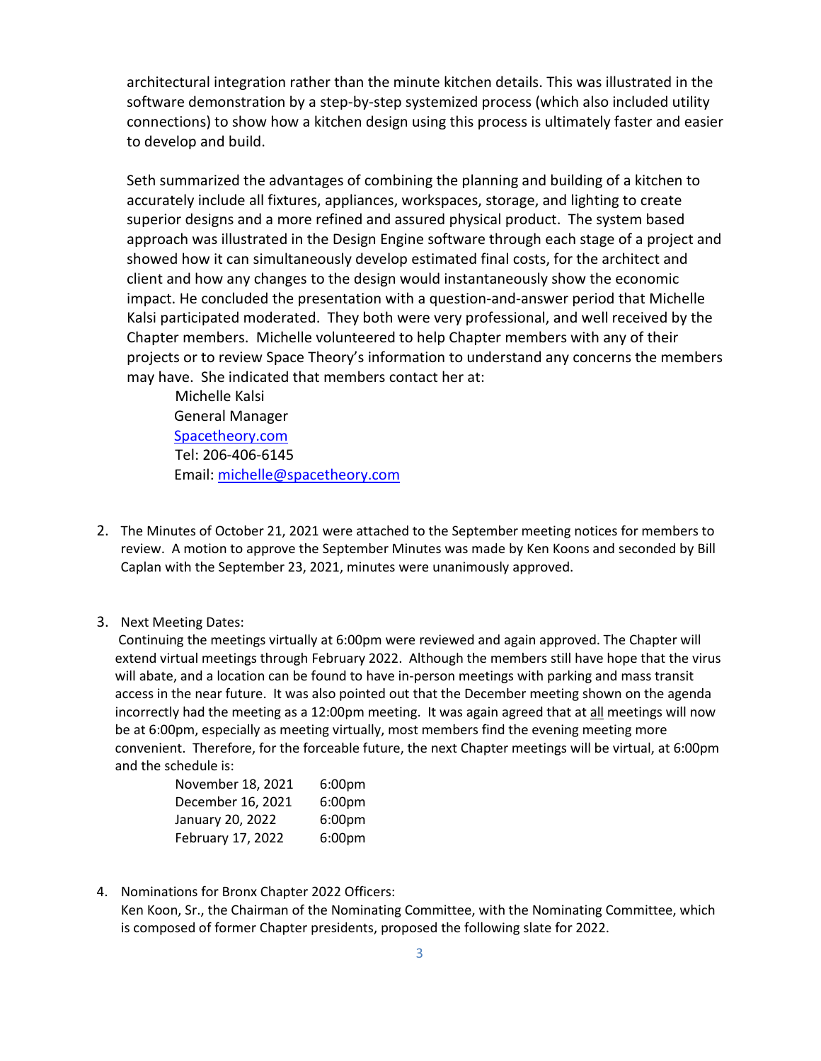architectural integration rather than the minute kitchen details. This was illustrated in the software demonstration by a step-by-step systemized process (which also included utility connections) to show how a kitchen design using this process is ultimately faster and easier to develop and build.

Seth summarized the advantages of combining the planning and building of a kitchen to accurately include all fixtures, appliances, workspaces, storage, and lighting to create superior designs and a more refined and assured physical product. The system based approach was illustrated in the Design Engine software through each stage of a project and showed how it can simultaneously develop estimated final costs, for the architect and client and how any changes to the design would instantaneously show the economic impact. He concluded the presentation with a question-and-answer period that Michelle Kalsi participated moderated. They both were very professional, and well received by the Chapter members. Michelle volunteered to help Chapter members with any of their projects or to review Space Theory's information to understand any concerns the members may have. She indicated that members contact her at:

Michelle Kalsi
General Manager
[Spacetheory.com](Spacetheory.com)
Tel: 206-406-6145
Email: [michelle@spacetheory.com](mailto:michelle@spacetheory.com)

2. The Minutes of October 21, 2021 were attached to the September meeting notices for members to review. A motion to approve the September Minutes was made by Ken Koons and seconded by Bill Caplan with the September 23, 2021, minutes were unanimously approved.

3. Next Meeting Dates:
Continuing the meetings virtually at 6:00pm were reviewed and again approved. The Chapter will extend virtual meetings through February 2022. Although the members still have hope that the virus will abate, and a location can be found to have in-person meetings with parking and mass transit access in the near future. It was also pointed out that the December meeting shown on the agenda incorrectly had the meeting as a 12:00pm meeting. It was again agreed that at <u>all</u> meetings will now be at 6:00pm, especially as meeting virtually, most members find the evening meeting more convenient. Therefore, for the forceable future, the next Chapter meetings will be virtual, at 6:00pm and the schedule is:

| | |
|---|---|
| November 18, 2021 | 6:00pm |
| December 16, 2021 | 6:00pm |
| January 20, 2022 | 6:00pm |
| February 17, 2022 | 6:00pm |

4. Nominations for Bronx Chapter 2022 Officers:
Ken Koon, Sr., the Chairman of the Nominating Committee, with the Nominating Committee, which is composed of former Chapter presidents, proposed the following slate for 2022.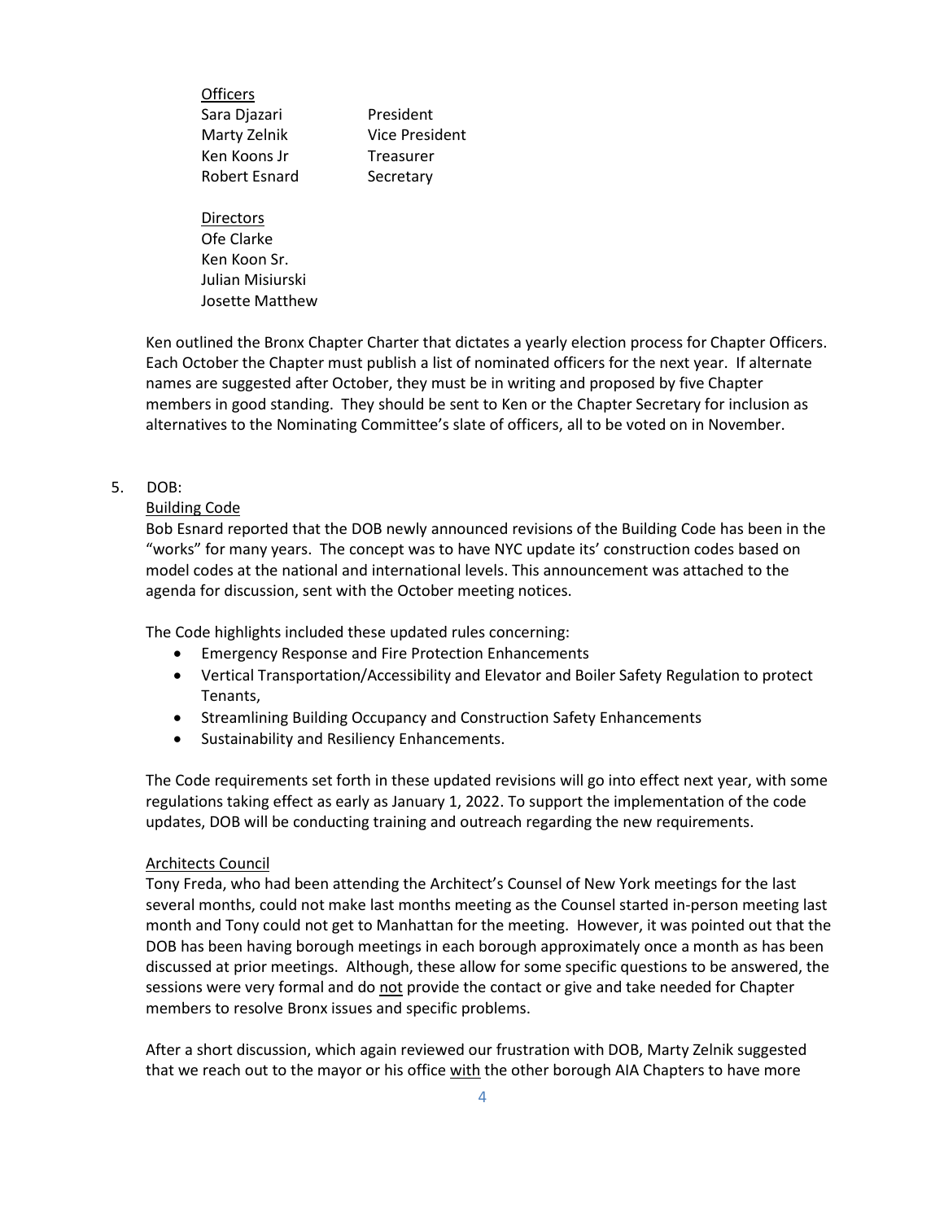<u>Officers</u>

| | |
|---|---|
| Sara Djazari | President |
| Marty Zelnik | Vice President |
| Ken Koons Jr | Treasurer |
| Robert Esnard | Secretary |

<u>Directors</u>
Ofe Clarke
Ken Koon Sr.
Julian Misiurski
Josette Matthew

Ken outlined the Bronx Chapter Charter that dictates a yearly election process for Chapter Officers. Each October the Chapter must publish a list of nominated officers for the next year. If alternate names are suggested after October, they must be in writing and proposed by five Chapter members in good standing. They should be sent to Ken or the Chapter Secretary for inclusion as alternatives to the Nominating Committee's slate of officers, all to be voted on in November.

5. DOB:

<u>Building Code</u>
Bob Esnard reported that the DOB newly announced revisions of the Building Code has been in the "works" for many years. The concept was to have NYC update its' construction codes based on model codes at the national and international levels. This announcement was attached to the agenda for discussion, sent with the October meeting notices.

The Code highlights included these updated rules concerning:

- Emergency Response and Fire Protection Enhancements
- Vertical Transportation/Accessibility and Elevator and Boiler Safety Regulation to protect Tenants,
- Streamlining Building Occupancy and Construction Safety Enhancements
- Sustainability and Resiliency Enhancements.

The Code requirements set forth in these updated revisions will go into effect next year, with some regulations taking effect as early as January 1, 2022. To support the implementation of the code updates, DOB will be conducting training and outreach regarding the new requirements.

<u>Architects Council</u>
Tony Freda, who had been attending the Architect's Counsel of New York meetings for the last several months, could not make last months meeting as the Counsel started in-person meeting last month and Tony could not get to Manhattan for the meeting. However, it was pointed out that the DOB has been having borough meetings in each borough approximately once a month as has been discussed at prior meetings. Although, these allow for some specific questions to be answered, the sessions were very formal and do <u>not</u> provide the contact or give and take needed for Chapter members to resolve Bronx issues and specific problems.

After a short discussion, which again reviewed our frustration with DOB, Marty Zelnik suggested that we reach out to the mayor or his office <u>with</u> the other borough AIA Chapters to have more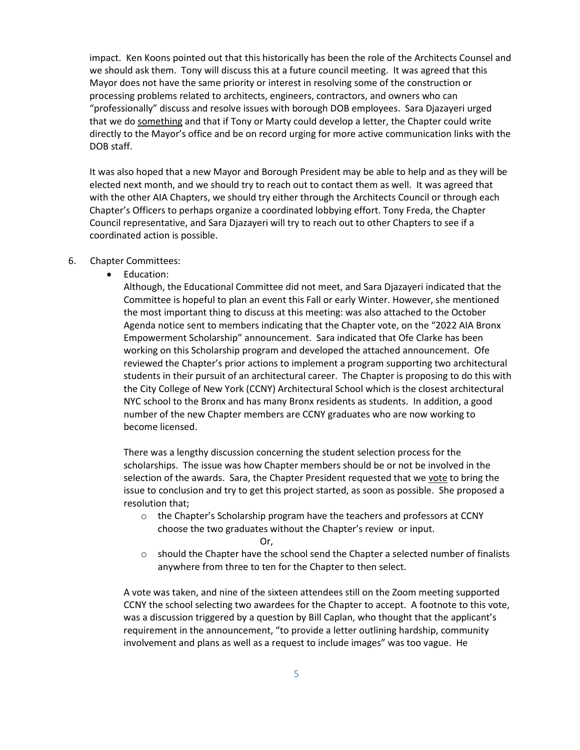impact. Ken Koons pointed out that this historically has been the role of the Architects Counsel and we should ask them. Tony will discuss this at a future council meeting. It was agreed that this Mayor does not have the same priority or interest in resolving some of the construction or processing problems related to architects, engineers, contractors, and owners who can "professionally" discuss and resolve issues with borough DOB employees. Sara Djazayeri urged that we do something and that if Tony or Marty could develop a letter, the Chapter could write directly to the Mayor's office and be on record urging for more active communication links with the DOB staff.

It was also hoped that a new Mayor and Borough President may be able to help and as they will be elected next month, and we should try to reach out to contact them as well. It was agreed that with the other AIA Chapters, we should try either through the Architects Council or through each Chapter's Officers to perhaps organize a coordinated lobbying effort. Tony Freda, the Chapter Council representative, and Sara Djazayeri will try to reach out to other Chapters to see if a coordinated action is possible.

6. Chapter Committees:
   - Education:

     Although, the Educational Committee did not meet, and Sara Djazayeri indicated that the Committee is hopeful to plan an event this Fall or early Winter. However, she mentioned the most important thing to discuss at this meeting: was also attached to the October Agenda notice sent to members indicating that the Chapter vote, on the "2022 AIA Bronx Empowerment Scholarship" announcement. Sara indicated that Ofe Clarke has been working on this Scholarship program and developed the attached announcement. Ofe reviewed the Chapter's prior actions to implement a program supporting two architectural students in their pursuit of an architectural career. The Chapter is proposing to do this with the City College of New York (CCNY) Architectural School which is the closest architectural NYC school to the Bronx and has many Bronx residents as students. In addition, a good number of the new Chapter members are CCNY graduates who are now working to become licensed.

     There was a lengthy discussion concerning the student selection process for the scholarships. The issue was how Chapter members should be or not be involved in the selection of the awards. Sara, the Chapter President requested that we vote to bring the issue to conclusion and try to get this project started, as soon as possible. She proposed a resolution that;

     - the Chapter's Scholarship program have the teachers and professors at CCNY choose the two graduates without the Chapter's review or input.

       Or,

     - should the Chapter have the school send the Chapter a selected number of finalists anywhere from three to ten for the Chapter to then select.

     A vote was taken, and nine of the sixteen attendees still on the Zoom meeting supported CCNY the school selecting two awardees for the Chapter to accept. A footnote to this vote, was a discussion triggered by a question by Bill Caplan, who thought that the applicant's requirement in the announcement, "to provide a letter outlining hardship, community involvement and plans as well as a request to include images" was too vague. He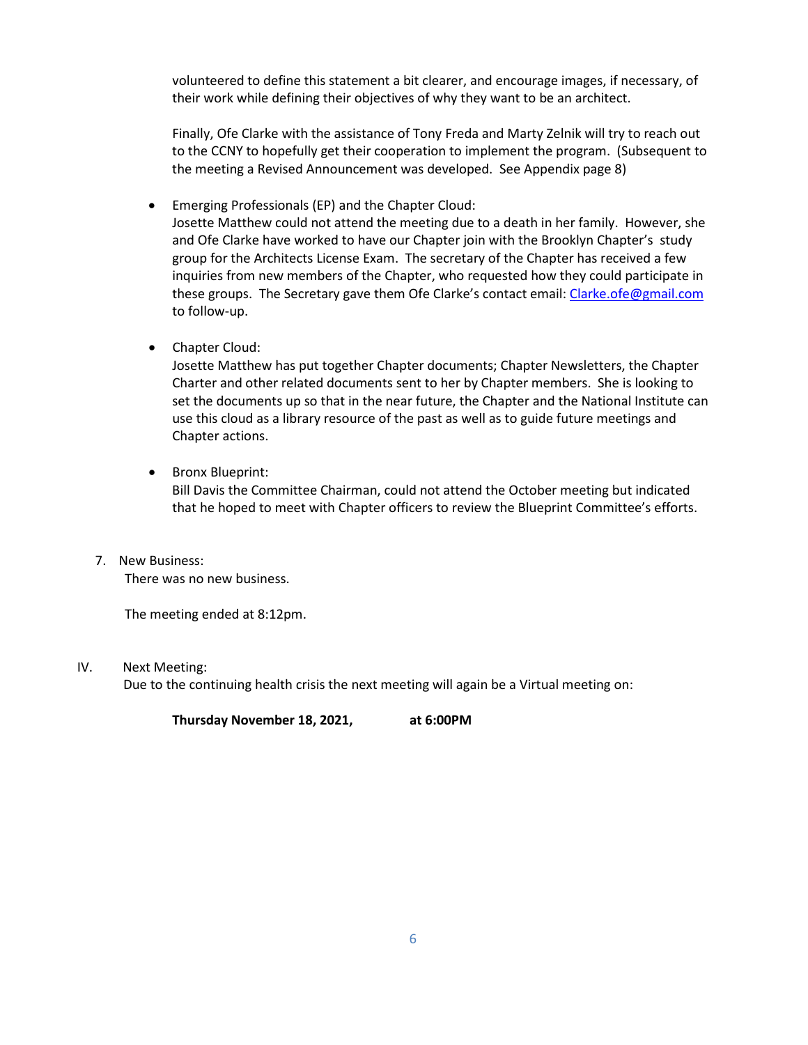volunteered to define this statement a bit clearer, and encourage images, if necessary, of their work while defining their objectives of why they want to be an architect.

Finally, Ofe Clarke with the assistance of Tony Freda and Marty Zelnik will try to reach out to the CCNY to hopefully get their cooperation to implement the program. (Subsequent to the meeting a Revised Announcement was developed. See Appendix page 8)

- Emerging Professionals (EP) and the Chapter Cloud:
  Josette Matthew could not attend the meeting due to a death in her family. However, she and Ofe Clarke have worked to have our Chapter join with the Brooklyn Chapter's study group for the Architects License Exam. The secretary of the Chapter has received a few inquiries from new members of the Chapter, who requested how they could participate in these groups. The Secretary gave them Ofe Clarke's contact email: [Clarke.ofe@gmail.com](mailto:Clarke.ofe@gmail.com) to follow-up.

- Chapter Cloud:
  Josette Matthew has put together Chapter documents; Chapter Newsletters, the Chapter Charter and other related documents sent to her by Chapter members. She is looking to set the documents up so that in the near future, the Chapter and the National Institute can use this cloud as a library resource of the past as well as to guide future meetings and Chapter actions.

- Bronx Blueprint:
  Bill Davis the Committee Chairman, could not attend the October meeting but indicated that he hoped to meet with Chapter officers to review the Blueprint Committee's efforts.

7. New Business:
   There was no new business.

   The meeting ended at 8:12pm.

IV. Next Meeting:
   Due to the continuing health crisis the next meeting will again be a Virtual meeting on:

   **Thursday November 18, 2021, at 6:00PM**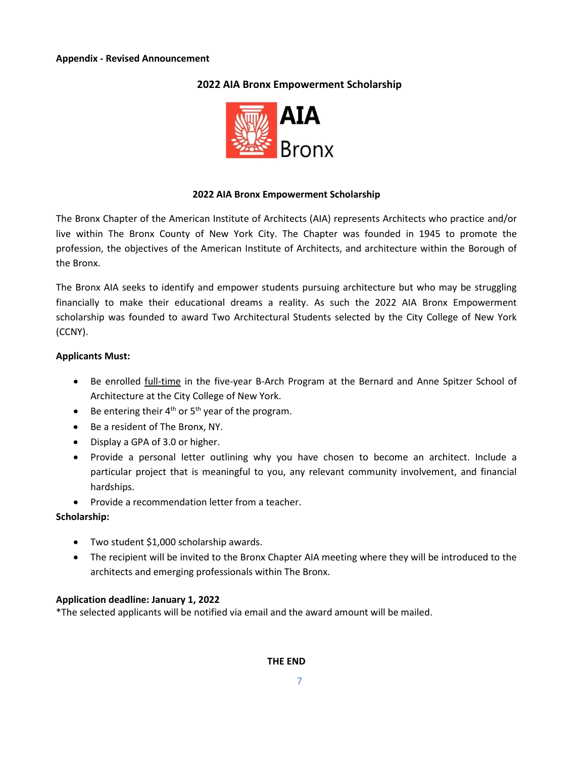**Appendix - Revised Announcement**

## 2022 AIA Bronx Empowerment Scholarship

AIA
Bronx

### 2022 AIA Bronx Empowerment Scholarship

The Bronx Chapter of the American Institute of Architects (AIA) represents Architects who practice and/or live within The Bronx County of New York City. The Chapter was founded in 1945 to promote the profession, the objectives of the American Institute of Architects, and architecture within the Borough of the Bronx.

The Bronx AIA seeks to identify and empower students pursuing architecture but who may be struggling financially to make their educational dreams a reality. As such the 2022 AIA Bronx Empowerment scholarship was founded to award Two Architectural Students selected by the City College of New York (CCNY).

**Applicants Must:**

- Be enrolled full-time in the five-year B-Arch Program at the Bernard and Anne Spitzer School of Architecture at the City College of New York.
- Be entering their 4th or 5th year of the program.
- Be a resident of The Bronx, NY.
- Display a GPA of 3.0 or higher.
- Provide a personal letter outlining why you have chosen to become an architect. Include a particular project that is meaningful to you, any relevant community involvement, and financial hardships.
- Provide a recommendation letter from a teacher.

**Scholarship:**

- Two student $1,000 scholarship awards.
- The recipient will be invited to the Bronx Chapter AIA meeting where they will be introduced to the architects and emerging professionals within The Bronx.

**Application deadline: January 1, 2022**
*The selected applicants will be notified via email and the award amount will be mailed.

**THE END**